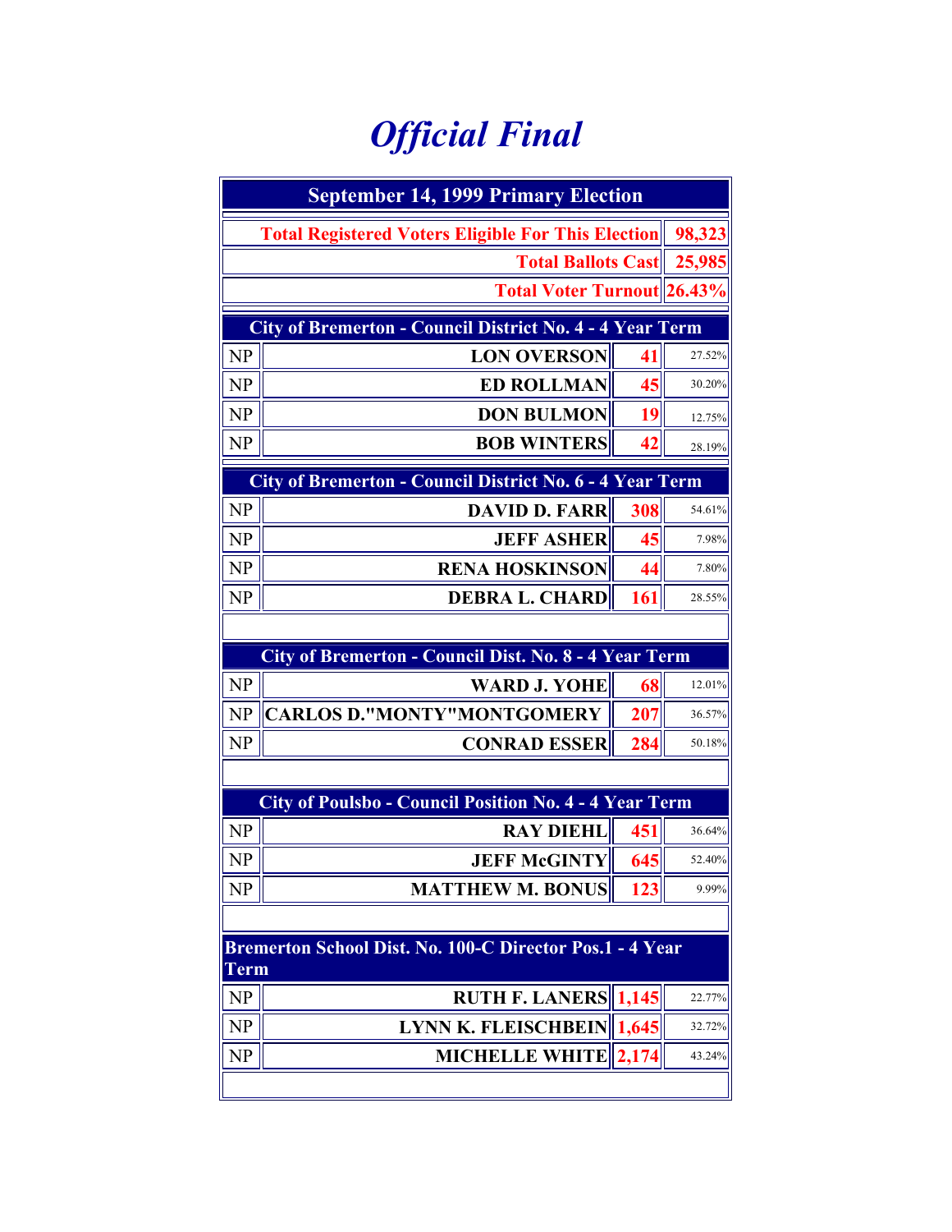# *Official Final*

| September 14, 1999 Primary Election | |
|---|---|
| Total Registered Voters Eligible For This Election | 98,323 |
| Total Ballots Cast | 25,985 |
| Total Voter Turnout | 26.43% |

| City of Bremerton - Council District No. 4 - 4 Year Term | | | |
|---|---|---|---|
| NP | LON OVERSON | 41 | 27.52% |
| NP | ED ROLLMAN | 45 | 30.20% |
| NP | DON BULMON | 19 | 12.75% |
| NP | BOB WINTERS | 42 | 28.19% |

| City of Bremerton - Council District No. 6 - 4 Year Term | | | |
|---|---|---|---|
| NP | DAVID D. FARR | 308 | 54.61% |
| NP | JEFF ASHER | 45 | 7.98% |
| NP | RENA HOSKINSON | 44 | 7.80% |
| NP | DEBRA L. CHARD | 161 | 28.55% |

| City of Bremerton - Council Dist. No. 8 - 4 Year Term | | | |
|---|---|---|---|
| NP | WARD J. YOHE | 68 | 12.01% |
| NP | CARLOS D."MONTY"MONTGOMERY | 207 | 36.57% |
| NP | CONRAD ESSER | 284 | 50.18% |

| City of Poulsbo - Council Position No. 4 - 4 Year Term | | | |
|---|---|---|---|
| NP | RAY DIEHL | 451 | 36.64% |
| NP | JEFF McGINTY | 645 | 52.40% |
| NP | MATTHEW M. BONUS | 123 | 9.99% |

| Bremerton School Dist. No. 100-C Director Pos.1 - 4 Year Term | | | |
|---|---|---|---|
| NP | RUTH F. LANERS | 1,145 | 22.77% |
| NP | LYNN K. FLEISCHBEIN | 1,645 | 32.72% |
| NP | MICHELLE WHITE | 2,174 | 43.24% |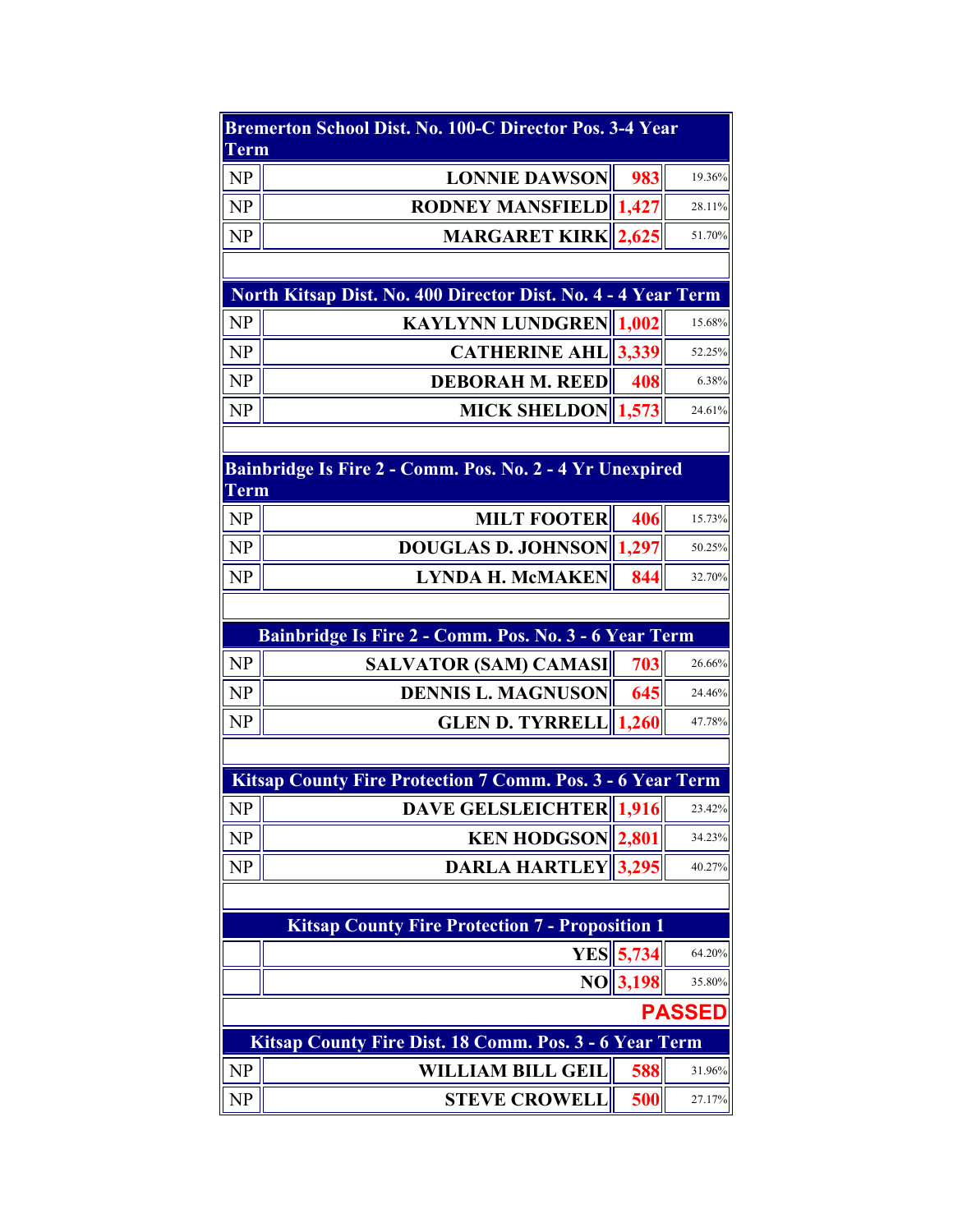| Bremerton School Dist. No. 100-C Director Pos. 3-4 Year Term | | | |
| --- | --- | --- | --- |
| NP | LONNIE DAWSON | 983 | 19.36% |
| NP | RODNEY MANSFIELD | 1,427 | 28.11% |
| NP | MARGARET KIRK | 2,625 | 51.70% |

| North Kitsap Dist. No. 400 Director Dist. No. 4 - 4 Year Term | | | |
| --- | --- | --- | --- |
| NP | KAYLYNN LUNDGREN | 1,002 | 15.68% |
| NP | CATHERINE AHL | 3,339 | 52.25% |
| NP | DEBORAH M. REED | 408 | 6.38% |
| NP | MICK SHELDON | 1,573 | 24.61% |

| Bainbridge Is Fire 2 - Comm. Pos. No. 2 - 4 Yr Unexpired Term | | | |
| --- | --- | --- | --- |
| NP | MILT FOOTER | 406 | 15.73% |
| NP | DOUGLAS D. JOHNSON | 1,297 | 50.25% |
| NP | LYNDA H. McMAKEN | 844 | 32.70% |

| Bainbridge Is Fire 2 - Comm. Pos. No. 3 - 6 Year Term | | | |
| --- | --- | --- | --- |
| NP | SALVATOR (SAM) CAMASI | 703 | 26.66% |
| NP | DENNIS L. MAGNUSON | 645 | 24.46% |
| NP | GLEN D. TYRRELL | 1,260 | 47.78% |

| Kitsap County Fire Protection 7 Comm. Pos. 3 - 6 Year Term | | | |
| --- | --- | --- | --- |
| NP | DAVE GELSLEICHTER | 1,916 | 23.42% |
| NP | KEN HODGSON | 2,801 | 34.23% |
| NP | DARLA HARTLEY | 3,295 | 40.27% |

| Kitsap County Fire Protection 7 - Proposition 1 | | | |
| --- | --- | --- | --- |
| | YES | 5,734 | 64.20% |
| | NO | 3,198 | 35.80% |
| | | | **PASSED** |

| Kitsap County Fire Dist. 18 Comm. Pos. 3 - 6 Year Term | | | |
| --- | --- | --- | --- |
| NP | WILLIAM BILL GEIL | 588 | 31.96% |
| NP | STEVE CROWELL | 500 | 27.17% |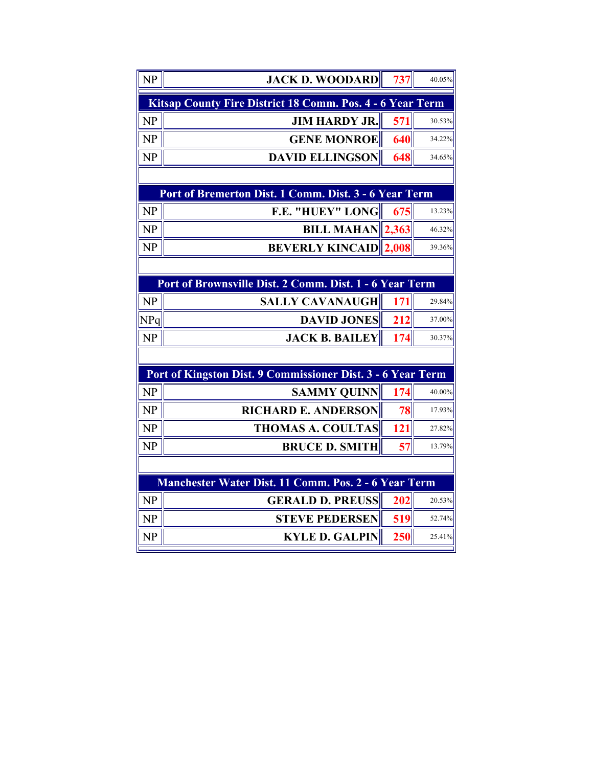| | | | |
|---|---|---|---|
| NP | JACK D. WOODARD | 737 | 40.05% |

## Kitsap County Fire District 18 Comm. Pos. 4 - 6 Year Term

| | | | |
|---|---|---|---|
| NP | JIM HARDY JR. | 571 | 30.53% |
| NP | GENE MONROE | 640 | 34.22% |
| NP | DAVID ELLINGSON | 648 | 34.65% |

## Port of Bremerton Dist. 1 Comm. Dist. 3 - 6 Year Term

| | | | |
|---|---|---|---|
| NP | F.E. "HUEY" LONG | 675 | 13.23% |
| NP | BILL MAHAN | 2,363 | 46.32% |
| NP | BEVERLY KINCAID | 2,008 | 39.36% |

## Port of Brownsville Dist. 2 Comm. Dist. 1 - 6 Year Term

| | | | |
|---|---|---|---|
| NP | SALLY CAVANAUGH | 171 | 29.84% |
| NPq | DAVID JONES | 212 | 37.00% |
| NP | JACK B. BAILEY | 174 | 30.37% |

## Port of Kingston Dist. 9 Commissioner Dist. 3 - 6 Year Term

| | | | |
|---|---|---|---|
| NP | SAMMY QUINN | 174 | 40.00% |
| NP | RICHARD E. ANDERSON | 78 | 17.93% |
| NP | THOMAS A. COULTAS | 121 | 27.82% |
| NP | BRUCE D. SMITH | 57 | 13.79% |

## Manchester Water Dist. 11 Comm. Pos. 2 - 6 Year Term

| | | | |
|---|---|---|---|
| NP | GERALD D. PREUSS | 202 | 20.53% |
| NP | STEVE PEDERSEN | 519 | 52.74% |
| NP | KYLE D. GALPIN | 250 | 25.41% |